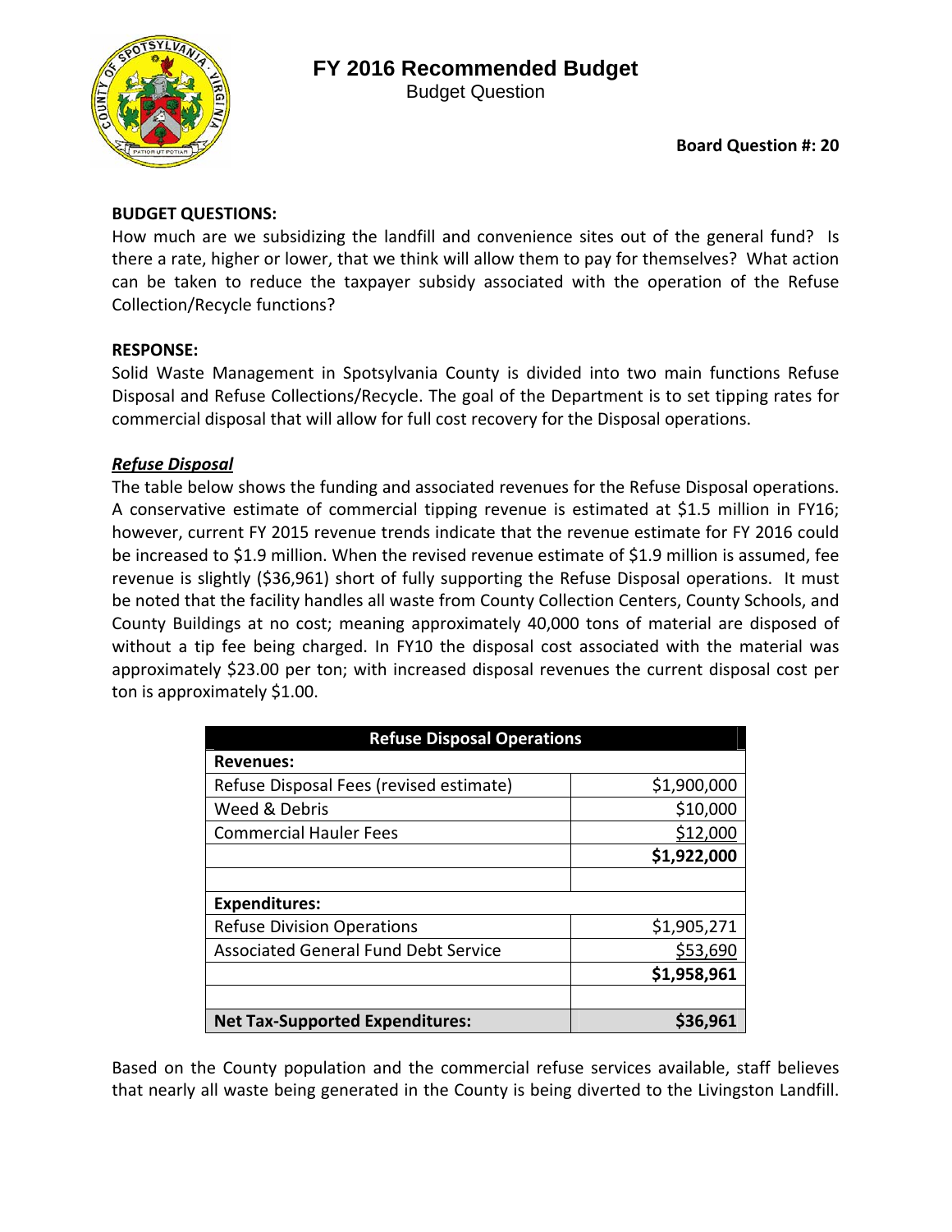# FY 2016 Recommended Budget

Budget Question

**Board Question #: 20**

**BUDGET QUESTIONS:**

How much are we subsidizing the landfill and convenience sites out of the general fund? Is there a rate, higher or lower, that we think will allow them to pay for themselves? What action can be taken to reduce the taxpayer subsidy associated with the operation of the Refuse Collection/Recycle functions?

**RESPONSE:**

Solid Waste Management in Spotsylvania County is divided into two main functions Refuse Disposal and Refuse Collections/Recycle. The goal of the Department is to set tipping rates for commercial disposal that will allow for full cost recovery for the Disposal operations.

***Refuse Disposal***

The table below shows the funding and associated revenues for the Refuse Disposal operations. A conservative estimate of commercial tipping revenue is estimated at $1.5 million in FY16; however, current FY 2015 revenue trends indicate that the revenue estimate for FY 2016 could be increased to $1.9 million. When the revised revenue estimate of $1.9 million is assumed, fee revenue is slightly ($36,961) short of fully supporting the Refuse Disposal operations. It must be noted that the facility handles all waste from County Collection Centers, County Schools, and County Buildings at no cost; meaning approximately 40,000 tons of material are disposed of without a tip fee being charged. In FY10 the disposal cost associated with the material was approximately $23.00 per ton; with increased disposal revenues the current disposal cost per ton is approximately $1.00.

| Refuse Disposal Operations | |
|---|---|
| **Revenues:** | |
| Refuse Disposal Fees (revised estimate) | $1,900,000 |
| Weed & Debris | $10,000 |
| Commercial Hauler Fees | $12,000 |
| | **$1,922,000** |
| | |
| **Expenditures:** | |
| Refuse Division Operations | $1,905,271 |
| Associated General Fund Debt Service | $53,690 |
| | **$1,958,961** |
| | |
| **Net Tax-Supported Expenditures:** | **$36,961** |

Based on the County population and the commercial refuse services available, staff believes that nearly all waste being generated in the County is being diverted to the Livingston Landfill.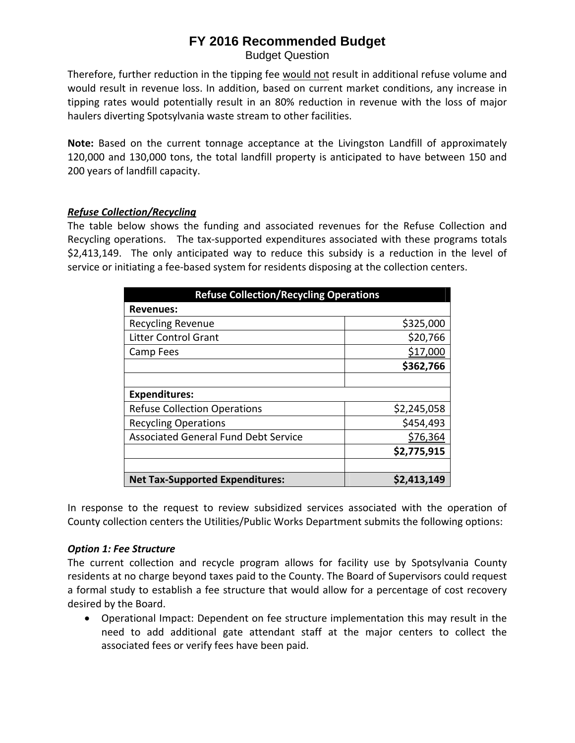Therefore, further reduction in the tipping fee would not result in additional refuse volume and would result in revenue loss. In addition, based on current market conditions, any increase in tipping rates would potentially result in an 80% reduction in revenue with the loss of major haulers diverting Spotsylvania waste stream to other facilities.

**Note:** Based on the current tonnage acceptance at the Livingston Landfill of approximately 120,000 and 130,000 tons, the total landfill property is anticipated to have between 150 and 200 years of landfill capacity.

***Refuse Collection/Recycling***

The table below shows the funding and associated revenues for the Refuse Collection and Recycling operations. The tax-supported expenditures associated with these programs totals $2,413,149. The only anticipated way to reduce this subsidy is a reduction in the level of service or initiating a fee-based system for residents disposing at the collection centers.

| Refuse Collection/Recycling Operations | |
|---|---|
| **Revenues:** | |
| Recycling Revenue | $325,000 |
| Litter Control Grant | $20,766 |
| Camp Fees | $17,000 |
| | **$362,766** |
| | |
| **Expenditures:** | |
| Refuse Collection Operations | $2,245,058 |
| Recycling Operations | $454,493 |
| Associated General Fund Debt Service | $76,364 |
| | **$2,775,915** |
| | |
| **Net Tax-Supported Expenditures:** | **$2,413,149** |

In response to the request to review subsidized services associated with the operation of County collection centers the Utilities/Public Works Department submits the following options:

***Option 1: Fee Structure***

The current collection and recycle program allows for facility use by Spotsylvania County residents at no charge beyond taxes paid to the County. The Board of Supervisors could request a formal study to establish a fee structure that would allow for a percentage of cost recovery desired by the Board.

- Operational Impact: Dependent on fee structure implementation this may result in the need to add additional gate attendant staff at the major centers to collect the associated fees or verify fees have been paid.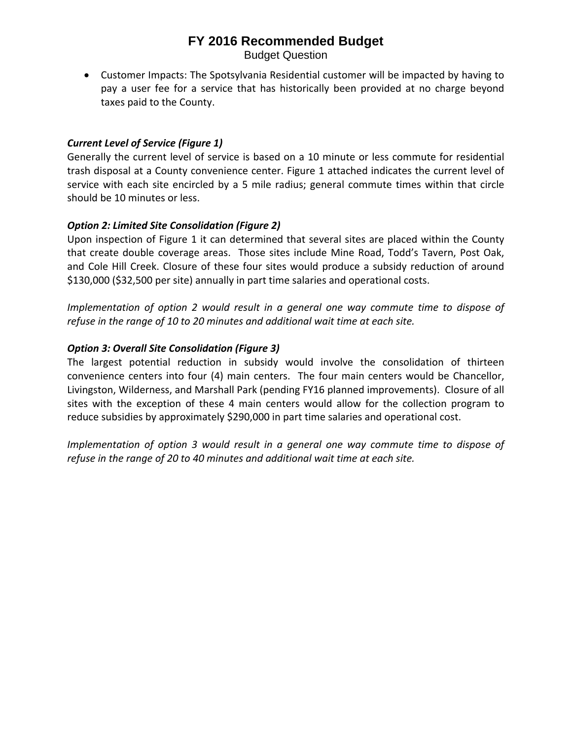- Customer Impacts: The Spotsylvania Residential customer will be impacted by having to pay a user fee for a service that has historically been provided at no charge beyond taxes paid to the County.

***Current Level of Service (Figure 1)***

Generally the current level of service is based on a 10 minute or less commute for residential trash disposal at a County convenience center. Figure 1 attached indicates the current level of service with each site encircled by a 5 mile radius; general commute times within that circle should be 10 minutes or less.

***Option 2: Limited Site Consolidation (Figure 2)***

Upon inspection of Figure 1 it can determined that several sites are placed within the County that create double coverage areas. Those sites include Mine Road, Todd's Tavern, Post Oak, and Cole Hill Creek. Closure of these four sites would produce a subsidy reduction of around $130,000 ($32,500 per site) annually in part time salaries and operational costs.

*Implementation of option 2 would result in a general one way commute time to dispose of refuse in the range of 10 to 20 minutes and additional wait time at each site.*

***Option 3: Overall Site Consolidation (Figure 3)***

The largest potential reduction in subsidy would involve the consolidation of thirteen convenience centers into four (4) main centers. The four main centers would be Chancellor, Livingston, Wilderness, and Marshall Park (pending FY16 planned improvements). Closure of all sites with the exception of these 4 main centers would allow for the collection program to reduce subsidies by approximately $290,000 in part time salaries and operational cost.

*Implementation of option 3 would result in a general one way commute time to dispose of refuse in the range of 20 to 40 minutes and additional wait time at each site.*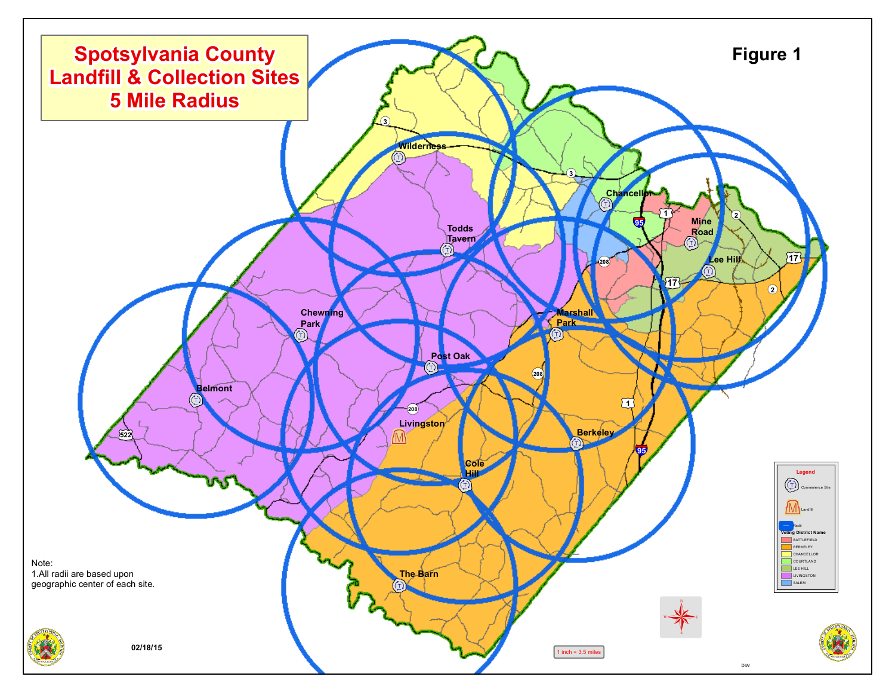# Spotsylvania County Landfill & Collection Sites 5 Mile Radius

**Figure 1**

Wilderness

Chancellor

Mine Road

Lee Hill

Todds Tavern

Chewning Park

Marshall Park

Post Oak

Belmont

Livingston

Berkeley

Cole Hill

The Barn

**Legend**

- Convenience Site
- Landfill
- Radii

**Voting District Name**

- BATTLEFIELD
- BERKELEY
- CHANCELLOR
- COURTLAND
- LEE HILL
- LIVINGSTON
- SALEM

Note:
1. All radii are based upon geographic center of each site.

02/18/15

1 inch = 3.5 miles

DIW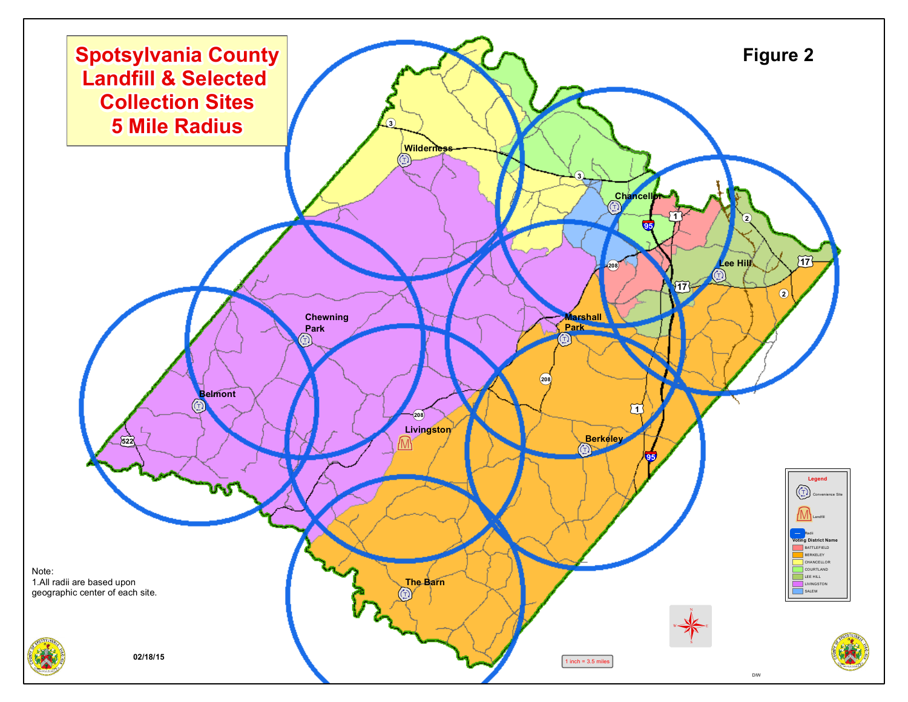# Spotsylvania County Landfill & Selected Collection Sites 5 Mile Radius

**Figure 2**

Wilderness

Chancellor

Lee Hill

Chewning Park

Marshall Park

Belmont

Livingston

Berkeley

The Barn

**Legend**

- Convenience Site
- Landfill
- Radii

**Voting District Name**

- BATTLEFIELD
- BERKELEY
- CHANCELLOR
- COURTLAND
- LEE HILL
- LIVINGSTON
- SALEM

Note:
1. All radii are based upon geographic center of each site.

02/18/15

1 inch = 3.5 miles

DIW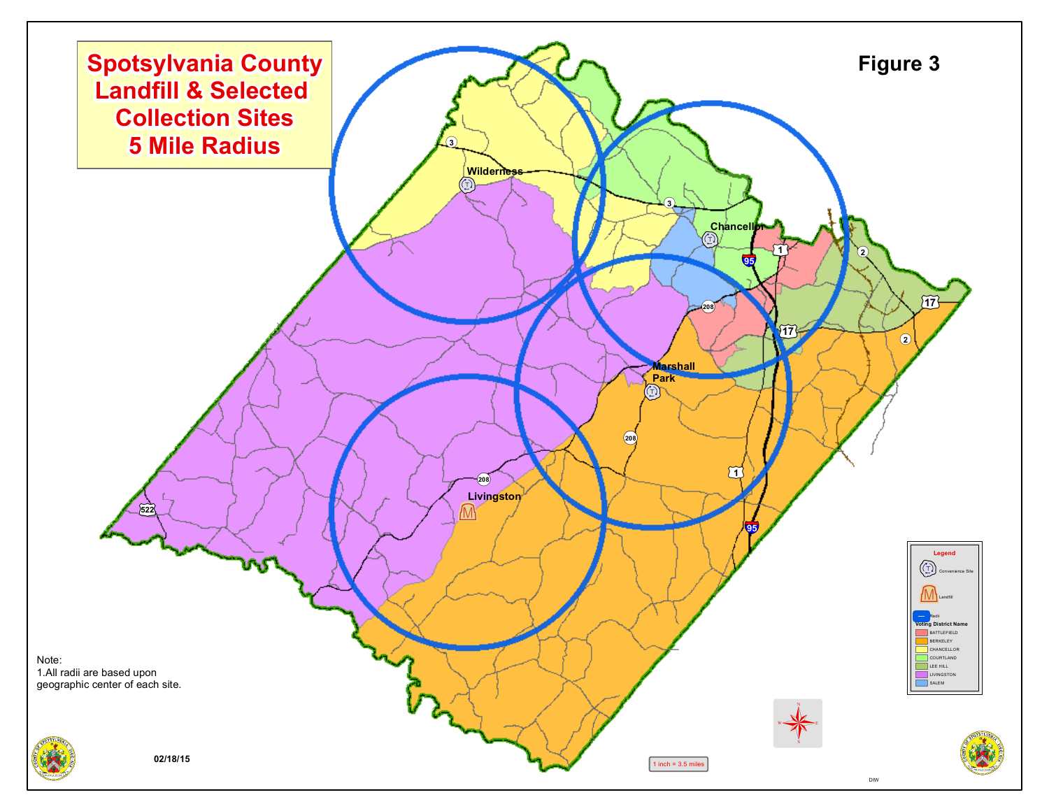# Spotsylvania County Landfill & Selected Collection Sites 5 Mile Radius

**Figure 3**

Wilderness

Chancellor

Marshall Park

Livingston

3
3
1
95
2
17
17
2
208
208
208
1
95
522

**Legend**

Convenience Site

Landfill

Radii

**Voting District Name**

- BATTLEFIELD
- BERKELEY
- CHANCELLOR
- COURTLAND
- LEE HILL
- LIVINGSTON
- SALEM

N
W E
S

1 inch = 3.5 miles

Note:
1. All radii are based upon geographic center of each site.

02/18/15

DIW